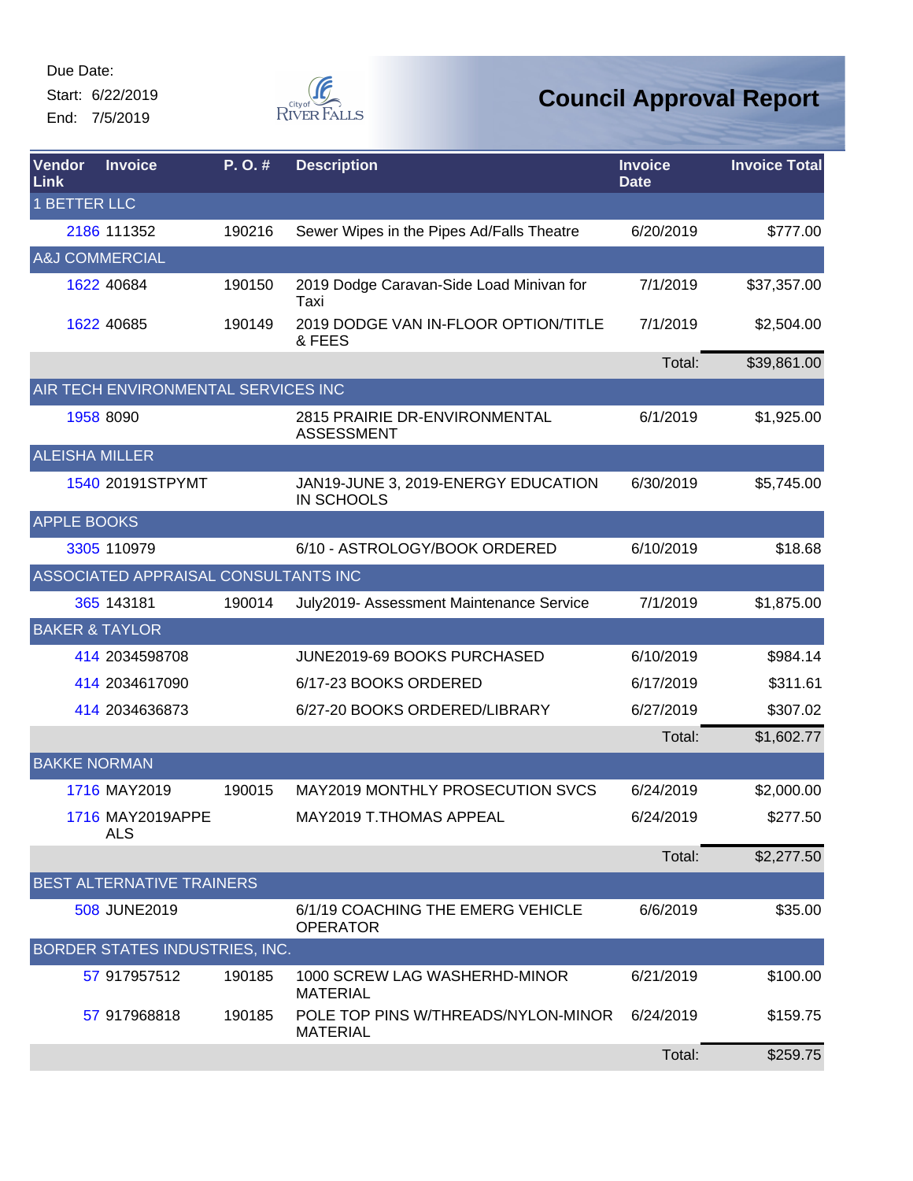Due Date:
Start: 6/22/2019
End: 7/5/2019

# Council Approval Report

| Vendor Link | Invoice | P. O. # | Description | Invoice Date | Invoice Total |
|---|---|---|---|---|---|
| 1 BETTER LLC | | | | | |
| 2186 | 111352 | 190216 | Sewer Wipes in the Pipes Ad/Falls Theatre | 6/20/2019 | $777.00 |
| A&J COMMERCIAL | | | | | |
| 1622 | 40684 | 190150 | 2019 Dodge Caravan-Side Load Minivan for Taxi | 7/1/2019 | $37,357.00 |
| 1622 | 40685 | 190149 | 2019 DODGE VAN IN-FLOOR OPTION/TITLE & FEES | 7/1/2019 | $2,504.00 |
| | | | | Total: | $39,861.00 |
| AIR TECH ENVIRONMENTAL SERVICES INC | | | | | |
| 1958 | 8090 | | 2815 PRAIRIE DR-ENVIRONMENTAL ASSESSMENT | 6/1/2019 | $1,925.00 |
| ALEISHA MILLER | | | | | |
| 1540 | 20191STPYMT | | JAN19-JUNE 3, 2019-ENERGY EDUCATION IN SCHOOLS | 6/30/2019 | $5,745.00 |
| APPLE BOOKS | | | | | |
| 3305 | 110979 | | 6/10 - ASTROLOGY/BOOK ORDERED | 6/10/2019 | $18.68 |
| ASSOCIATED APPRAISAL CONSULTANTS INC | | | | | |
| 365 | 143181 | 190014 | July2019- Assessment Maintenance Service | 7/1/2019 | $1,875.00 |
| BAKER & TAYLOR | | | | | |
| 414 | 2034598708 | | JUNE2019-69 BOOKS PURCHASED | 6/10/2019 | $984.14 |
| 414 | 2034617090 | | 6/17-23 BOOKS ORDERED | 6/17/2019 | $311.61 |
| 414 | 2034636873 | | 6/27-20 BOOKS ORDERED/LIBRARY | 6/27/2019 | $307.02 |
| | | | | Total: | $1,602.77 |
| BAKKE NORMAN | | | | | |
| 1716 | MAY2019 | 190015 | MAY2019 MONTHLY PROSECUTION SVCS | 6/24/2019 | $2,000.00 |
| 1716 | MAY2019APPEALS | | MAY2019 T.THOMAS APPEAL | 6/24/2019 | $277.50 |
| | | | | Total: | $2,277.50 |
| BEST ALTERNATIVE TRAINERS | | | | | |
| 508 | JUNE2019 | | 6/1/19 COACHING THE EMERG VEHICLE OPERATOR | 6/6/2019 | $35.00 |
| BORDER STATES INDUSTRIES, INC. | | | | | |
| 57 | 917957512 | 190185 | 1000 SCREW LAG WASHERHD-MINOR MATERIAL | 6/21/2019 | $100.00 |
| 57 | 917968818 | 190185 | POLE TOP PINS W/THREADS/NYLON-MINOR MATERIAL | 6/24/2019 | $159.75 |
| | | | | Total: | $259.75 |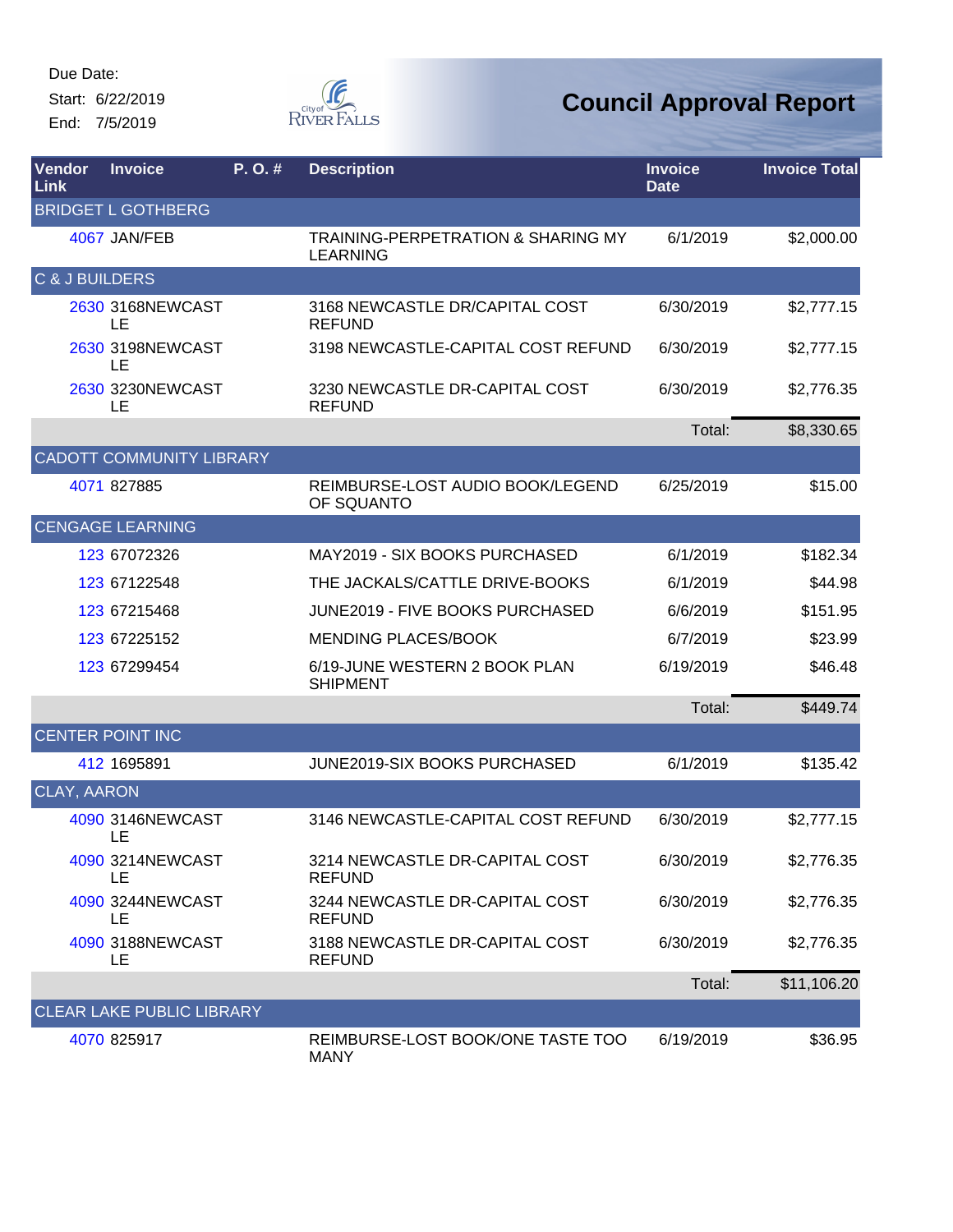Due Date:

Start: 6/22/2019

End: 7/5/2019

# Council Approval Report

| Vendor Link | Invoice | P. O. # | Description | Invoice Date | Invoice Total |
|---|---|---|---|---|---|
| BRIDGET L GOTHBERG | | | | | |
| 4067 | JAN/FEB | | TRAINING-PERPETRATION & SHARING MY LEARNING | 6/1/2019 | $2,000.00 |
| C & J BUILDERS | | | | | |
| 2630 | 3168NEWCASTLE | | 3168 NEWCASTLE DR/CAPITAL COST REFUND | 6/30/2019 | $2,777.15 |
| 2630 | 3198NEWCASTLE | | 3198 NEWCASTLE-CAPITAL COST REFUND | 6/30/2019 | $2,777.15 |
| 2630 | 3230NEWCASTLE | | 3230 NEWCASTLE DR-CAPITAL COST REFUND | 6/30/2019 | $2,776.35 |
| | | | | Total: | $8,330.65 |
| CADOTT COMMUNITY LIBRARY | | | | | |
| 4071 | 827885 | | REIMBURSE-LOST AUDIO BOOK/LEGEND OF SQUANTO | 6/25/2019 | $15.00 |
| CENGAGE LEARNING | | | | | |
| 123 | 67072326 | | MAY2019 - SIX BOOKS PURCHASED | 6/1/2019 | $182.34 |
| 123 | 67122548 | | THE JACKALS/CATTLE DRIVE-BOOKS | 6/1/2019 | $44.98 |
| 123 | 67215468 | | JUNE2019 - FIVE BOOKS PURCHASED | 6/6/2019 | $151.95 |
| 123 | 67225152 | | MENDING PLACES/BOOK | 6/7/2019 | $23.99 |
| 123 | 67299454 | | 6/19-JUNE WESTERN 2 BOOK PLAN SHIPMENT | 6/19/2019 | $46.48 |
| | | | | Total: | $449.74 |
| CENTER POINT INC | | | | | |
| 412 | 1695891 | | JUNE2019-SIX BOOKS PURCHASED | 6/1/2019 | $135.42 |
| CLAY, AARON | | | | | |
| 4090 | 3146NEWCASTLE | | 3146 NEWCASTLE-CAPITAL COST REFUND | 6/30/2019 | $2,777.15 |
| 4090 | 3214NEWCASTLE | | 3214 NEWCASTLE DR-CAPITAL COST REFUND | 6/30/2019 | $2,776.35 |
| 4090 | 3244NEWCASTLE | | 3244 NEWCASTLE DR-CAPITAL COST REFUND | 6/30/2019 | $2,776.35 |
| 4090 | 3188NEWCASTLE | | 3188 NEWCASTLE DR-CAPITAL COST REFUND | 6/30/2019 | $2,776.35 |
| | | | | Total: | $11,106.20 |
| CLEAR LAKE PUBLIC LIBRARY | | | | | |
| 4070 | 825917 | | REIMBURSE-LOST BOOK/ONE TASTE TOO MANY | 6/19/2019 | $36.95 |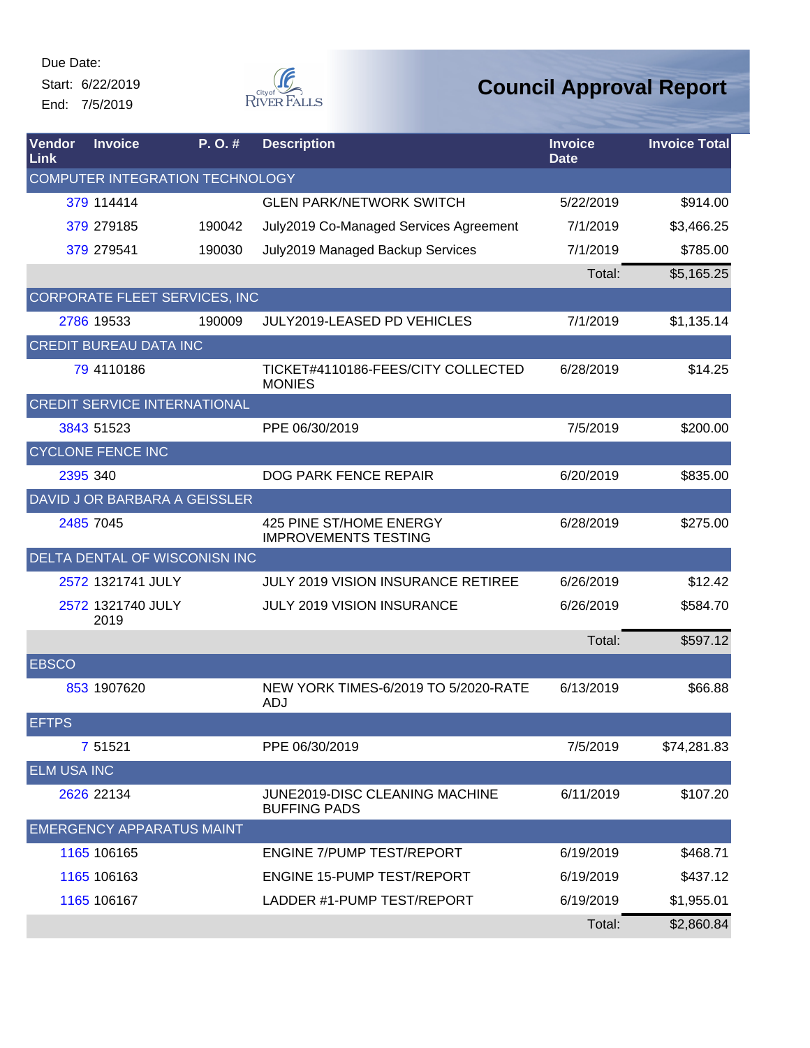Due Date:
Start: 6/22/2019
End: 7/5/2019

# Council Approval Report

| Vendor Link | Invoice | P. O. # | Description | Invoice Date | Invoice Total |
|---|---|---|---|---|---|
| COMPUTER INTEGRATION TECHNOLOGY | | | | | |
| 379 | 114414 | | GLEN PARK/NETWORK SWITCH | 5/22/2019 | $914.00 |
| 379 | 279185 | 190042 | July2019 Co-Managed Services Agreement | 7/1/2019 | $3,466.25 |
| 379 | 279541 | 190030 | July2019 Managed Backup Services | 7/1/2019 | $785.00 |
| | | | | Total: | $5,165.25 |
| CORPORATE FLEET SERVICES, INC | | | | | |
| 2786 | 19533 | 190009 | JULY2019-LEASED PD VEHICLES | 7/1/2019 | $1,135.14 |
| CREDIT BUREAU DATA INC | | | | | |
| 79 | 4110186 | | TICKET#4110186-FEES/CITY COLLECTED MONIES | 6/28/2019 | $14.25 |
| CREDIT SERVICE INTERNATIONAL | | | | | |
| 3843 | 51523 | | PPE 06/30/2019 | 7/5/2019 | $200.00 |
| CYCLONE FENCE INC | | | | | |
| 2395 | 340 | | DOG PARK FENCE REPAIR | 6/20/2019 | $835.00 |
| DAVID J OR BARBARA A GEISSLER | | | | | |
| 2485 | 7045 | | 425 PINE ST/HOME ENERGY IMPROVEMENTS TESTING | 6/28/2019 | $275.00 |
| DELTA DENTAL OF WISCONISN INC | | | | | |
| 2572 | 1321741 JULY | | JULY 2019 VISION INSURANCE RETIREE | 6/26/2019 | $12.42 |
| 2572 | 1321740 JULY 2019 | | JULY 2019 VISION INSURANCE | 6/26/2019 | $584.70 |
| | | | | Total: | $597.12 |
| EBSCO | | | | | |
| 853 | 1907620 | | NEW YORK TIMES-6/2019 TO 5/2020-RATE ADJ | 6/13/2019 | $66.88 |
| EFTPS | | | | | |
| 7 | 51521 | | PPE 06/30/2019 | 7/5/2019 | $74,281.83 |
| ELM USA INC | | | | | |
| 2626 | 22134 | | JUNE2019-DISC CLEANING MACHINE BUFFING PADS | 6/11/2019 | $107.20 |
| EMERGENCY APPARATUS MAINT | | | | | |
| 1165 | 106165 | | ENGINE 7/PUMP TEST/REPORT | 6/19/2019 | $468.71 |
| 1165 | 106163 | | ENGINE 15-PUMP TEST/REPORT | 6/19/2019 | $437.12 |
| 1165 | 106167 | | LADDER #1-PUMP TEST/REPORT | 6/19/2019 | $1,955.01 |
| | | | | Total: | $2,860.84 |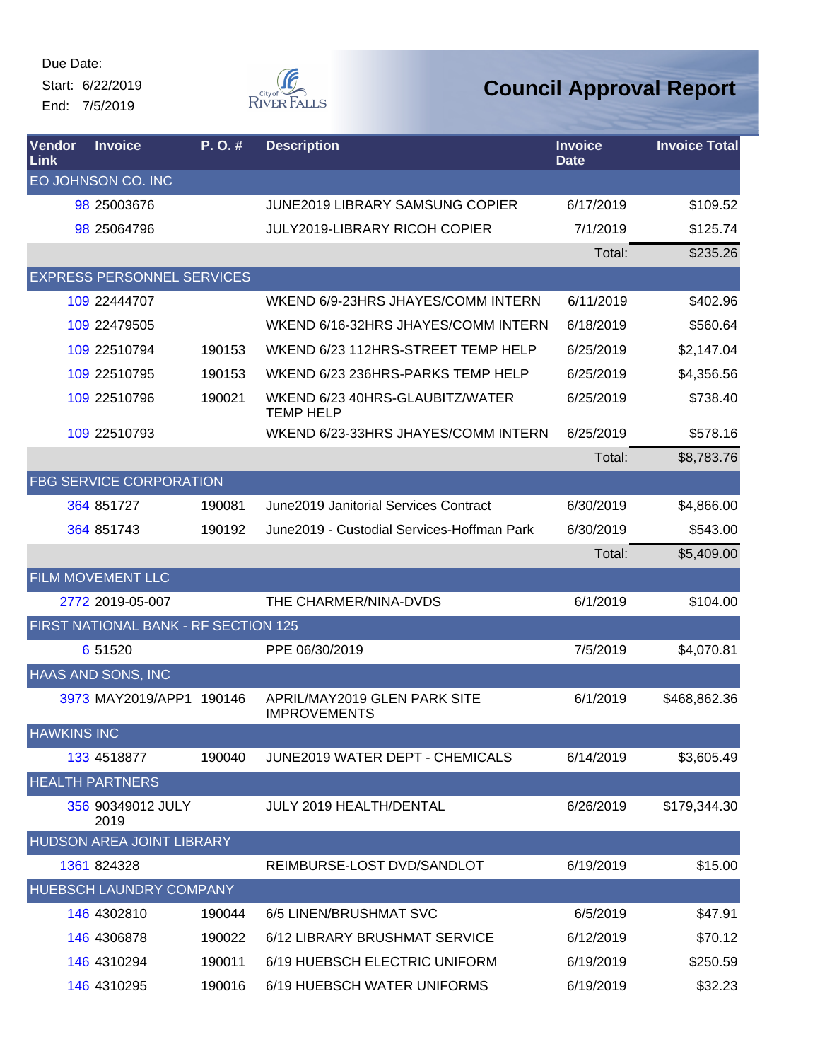Due Date:
Start: 6/22/2019
End: 7/5/2019

# Council Approval Report

| Vendor Link | Invoice | P. O. # | Description | Invoice Date | Invoice Total |
|---|---|---|---|---|---|
| EO JOHNSON CO. INC | | | | | |
| 98 | 25003676 | | JUNE2019 LIBRARY SAMSUNG COPIER | 6/17/2019 | $109.52 |
| 98 | 25064796 | | JULY2019-LIBRARY RICOH COPIER | 7/1/2019 | $125.74 |
| | | | | Total: | $235.26 |
| EXPRESS PERSONNEL SERVICES | | | | | |
| 109 | 22444707 | | WKEND 6/9-23HRS JHAYES/COMM INTERN | 6/11/2019 | $402.96 |
| 109 | 22479505 | | WKEND 6/16-32HRS JHAYES/COMM INTERN | 6/18/2019 | $560.64 |
| 109 | 22510794 | 190153 | WKEND 6/23 112HRS-STREET TEMP HELP | 6/25/2019 | $2,147.04 |
| 109 | 22510795 | 190153 | WKEND 6/23 236HRS-PARKS TEMP HELP | 6/25/2019 | $4,356.56 |
| 109 | 22510796 | 190021 | WKEND 6/23 40HRS-GLAUBITZ/WATER TEMP HELP | 6/25/2019 | $738.40 |
| 109 | 22510793 | | WKEND 6/23-33HRS JHAYES/COMM INTERN | 6/25/2019 | $578.16 |
| | | | | Total: | $8,783.76 |
| FBG SERVICE CORPORATION | | | | | |
| 364 | 851727 | 190081 | June2019 Janitorial Services Contract | 6/30/2019 | $4,866.00 |
| 364 | 851743 | 190192 | June2019 - Custodial Services-Hoffman Park | 6/30/2019 | $543.00 |
| | | | | Total: | $5,409.00 |
| FILM MOVEMENT LLC | | | | | |
| 2772 | 2019-05-007 | | THE CHARMER/NINA-DVDS | 6/1/2019 | $104.00 |
| FIRST NATIONAL BANK - RF SECTION 125 | | | | | |
| 6 | 51520 | | PPE 06/30/2019 | 7/5/2019 | $4,070.81 |
| HAAS AND SONS, INC | | | | | |
| 3973 | MAY2019/APP1 | 190146 | APRIL/MAY2019 GLEN PARK SITE IMPROVEMENTS | 6/1/2019 | $468,862.36 |
| HAWKINS INC | | | | | |
| 133 | 4518877 | 190040 | JUNE2019 WATER DEPT - CHEMICALS | 6/14/2019 | $3,605.49 |
| HEALTH PARTNERS | | | | | |
| 356 | 90349012 JULY 2019 | | JULY 2019 HEALTH/DENTAL | 6/26/2019 | $179,344.30 |
| HUDSON AREA JOINT LIBRARY | | | | | |
| 1361 | 824328 | | REIMBURSE-LOST DVD/SANDLOT | 6/19/2019 | $15.00 |
| HUEBSCH LAUNDRY COMPANY | | | | | |
| 146 | 4302810 | 190044 | 6/5 LINEN/BRUSHMAT SVC | 6/5/2019 | $47.91 |
| 146 | 4306878 | 190022 | 6/12 LIBRARY BRUSHMAT SERVICE | 6/12/2019 | $70.12 |
| 146 | 4310294 | 190011 | 6/19 HUEBSCH ELECTRIC UNIFORM | 6/19/2019 | $250.59 |
| 146 | 4310295 | 190016 | 6/19 HUEBSCH WATER UNIFORMS | 6/19/2019 | $32.23 |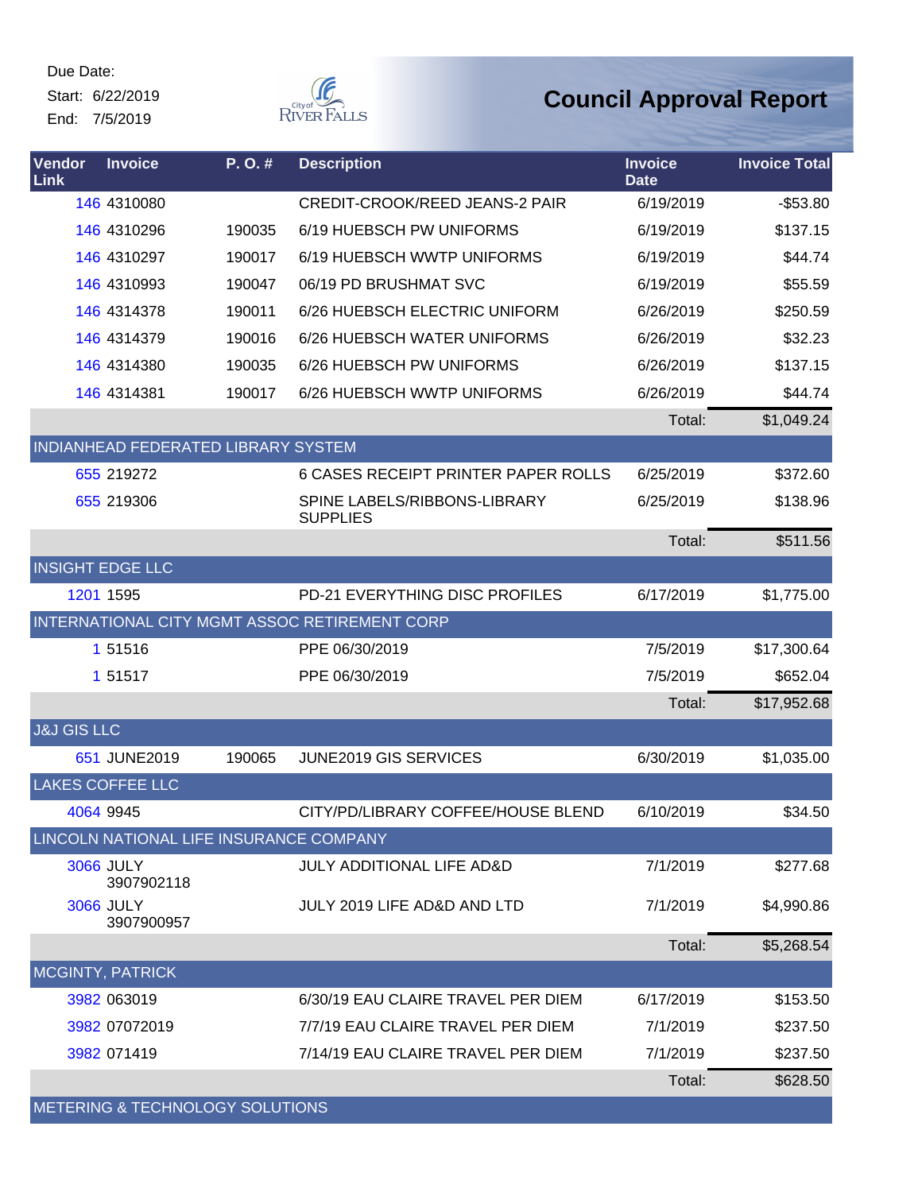Due Date:
Start: 6/22/2019
End: 7/5/2019

# Council Approval Report

| Vendor Link | Invoice | P. O. # | Description | Invoice Date | Invoice Total |
|---|---|---|---|---|---|
| 146 | 4310080 | | CREDIT-CROOK/REED JEANS-2 PAIR | 6/19/2019 | -$53.80 |
| 146 | 4310296 | 190035 | 6/19 HUEBSCH PW UNIFORMS | 6/19/2019 | $137.15 |
| 146 | 4310297 | 190017 | 6/19 HUEBSCH WWTP UNIFORMS | 6/19/2019 | $44.74 |
| 146 | 4310993 | 190047 | 06/19 PD BRUSHMAT SVC | 6/19/2019 | $55.59 |
| 146 | 4314378 | 190011 | 6/26 HUEBSCH ELECTRIC UNIFORM | 6/26/2019 | $250.59 |
| 146 | 4314379 | 190016 | 6/26 HUEBSCH WATER UNIFORMS | 6/26/2019 | $32.23 |
| 146 | 4314380 | 190035 | 6/26 HUEBSCH PW UNIFORMS | 6/26/2019 | $137.15 |
| 146 | 4314381 | 190017 | 6/26 HUEBSCH WWTP UNIFORMS | 6/26/2019 | $44.74 |
| | | | | Total: | $1,049.24 |
| INDIANHEAD FEDERATED LIBRARY SYSTEM | | | | | |
| 655 | 219272 | | 6 CASES RECEIPT PRINTER PAPER ROLLS | 6/25/2019 | $372.60 |
| 655 | 219306 | | SPINE LABELS/RIBBONS-LIBRARY SUPPLIES | 6/25/2019 | $138.96 |
| | | | | Total: | $511.56 |
| INSIGHT EDGE LLC | | | | | |
| 1201 | 1595 | | PD-21 EVERYTHING DISC PROFILES | 6/17/2019 | $1,775.00 |
| INTERNATIONAL CITY MGMT ASSOC RETIREMENT CORP | | | | | |
| 1 | 51516 | | PPE 06/30/2019 | 7/5/2019 | $17,300.64 |
| 1 | 51517 | | PPE 06/30/2019 | 7/5/2019 | $652.04 |
| | | | | Total: | $17,952.68 |
| J&J GIS LLC | | | | | |
| 651 | JUNE2019 | 190065 | JUNE2019 GIS SERVICES | 6/30/2019 | $1,035.00 |
| LAKES COFFEE LLC | | | | | |
| 4064 | 9945 | | CITY/PD/LIBRARY COFFEE/HOUSE BLEND | 6/10/2019 | $34.50 |
| LINCOLN NATIONAL LIFE INSURANCE COMPANY | | | | | |
| 3066 | JULY 3907902118 | | JULY ADDITIONAL LIFE AD&D | 7/1/2019 | $277.68 |
| 3066 | JULY 3907900957 | | JULY 2019 LIFE AD&D AND LTD | 7/1/2019 | $4,990.86 |
| | | | | Total: | $5,268.54 |
| MCGINTY, PATRICK | | | | | |
| 3982 | 063019 | | 6/30/19 EAU CLAIRE TRAVEL PER DIEM | 6/17/2019 | $153.50 |
| 3982 | 07072019 | | 7/7/19 EAU CLAIRE TRAVEL PER DIEM | 7/1/2019 | $237.50 |
| 3982 | 071419 | | 7/14/19 EAU CLAIRE TRAVEL PER DIEM | 7/1/2019 | $237.50 |
| | | | | Total: | $628.50 |
| METERING & TECHNOLOGY SOLUTIONS | | | | | |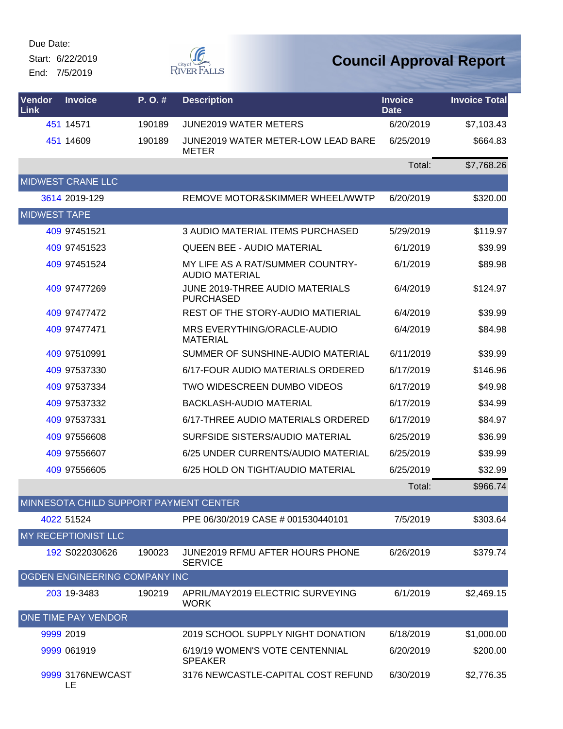Due Date:
Start: 6/22/2019
End: 7/5/2019

# Council Approval Report

| Vendor Link | Invoice | P. O. # | Description | Invoice Date | Invoice Total |
|---|---|---|---|---|---|
| 451 | 14571 | 190189 | JUNE2019 WATER METERS | 6/20/2019 | $7,103.43 |
| 451 | 14609 | 190189 | JUNE2019 WATER METER-LOW LEAD BARE METER | 6/25/2019 | $664.83 |
| | | | | Total: | $7,768.26 |
| MIDWEST CRANE LLC | | | | | |
| 3614 | 2019-129 | | REMOVE MOTOR&SKIMMER WHEEL/WWTP | 6/20/2019 | $320.00 |
| MIDWEST TAPE | | | | | |
| 409 | 97451521 | | 3 AUDIO MATERIAL ITEMS PURCHASED | 5/29/2019 | $119.97 |
| 409 | 97451523 | | QUEEN BEE - AUDIO MATERIAL | 6/1/2019 | $39.99 |
| 409 | 97451524 | | MY LIFE AS A RAT/SUMMER COUNTRY-AUDIO MATERIAL | 6/1/2019 | $89.98 |
| 409 | 97477269 | | JUNE 2019-THREE AUDIO MATERIALS PURCHASED | 6/4/2019 | $124.97 |
| 409 | 97477472 | | REST OF THE STORY-AUDIO MATIERIAL | 6/4/2019 | $39.99 |
| 409 | 97477471 | | MRS EVERYTHING/ORACLE-AUDIO MATERIAL | 6/4/2019 | $84.98 |
| 409 | 97510991 | | SUMMER OF SUNSHINE-AUDIO MATERIAL | 6/11/2019 | $39.99 |
| 409 | 97537330 | | 6/17-FOUR AUDIO MATERIALS ORDERED | 6/17/2019 | $146.96 |
| 409 | 97537334 | | TWO WIDESCREEN DUMBO VIDEOS | 6/17/2019 | $49.98 |
| 409 | 97537332 | | BACKLASH-AUDIO MATERIAL | 6/17/2019 | $34.99 |
| 409 | 97537331 | | 6/17-THREE AUDIO MATERIALS ORDERED | 6/17/2019 | $84.97 |
| 409 | 97556608 | | SURFSIDE SISTERS/AUDIO MATERIAL | 6/25/2019 | $36.99 |
| 409 | 97556607 | | 6/25 UNDER CURRENTS/AUDIO MATERIAL | 6/25/2019 | $39.99 |
| 409 | 97556605 | | 6/25 HOLD ON TIGHT/AUDIO MATERIAL | 6/25/2019 | $32.99 |
| | | | | Total: | $966.74 |
| MINNESOTA CHILD SUPPORT PAYMENT CENTER | | | | | |
| 4022 | 51524 | | PPE 06/30/2019 CASE # 001530440101 | 7/5/2019 | $303.64 |
| MY RECEPTIONIST LLC | | | | | |
| 192 | S022030626 | 190023 | JUNE2019 RFMU AFTER HOURS PHONE SERVICE | 6/26/2019 | $379.74 |
| OGDEN ENGINEERING COMPANY INC | | | | | |
| 203 | 19-3483 | 190219 | APRIL/MAY2019 ELECTRIC SURVEYING WORK | 6/1/2019 | $2,469.15 |
| ONE TIME PAY VENDOR | | | | | |
| 9999 | 2019 | | 2019 SCHOOL SUPPLY NIGHT DONATION | 6/18/2019 | $1,000.00 |
| 9999 | 061919 | | 6/19/19 WOMEN'S VOTE CENTENNIAL SPEAKER | 6/20/2019 | $200.00 |
| 9999 | 3176NEWCASTLE | | 3176 NEWCASTLE-CAPITAL COST REFUND | 6/30/2019 | $2,776.35 |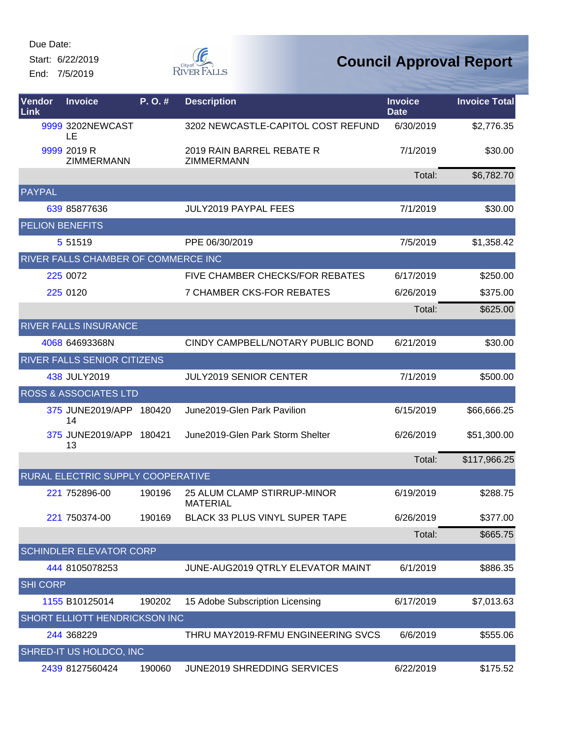Due Date:
Start: 6/22/2019
End: 7/5/2019

# Council Approval Report

| Vendor Link | Invoice | P. O. # | Description | Invoice Date | Invoice Total |
|---|---|---|---|---|---|
| 9999 | 3202NEWCASTLE | | 3202 NEWCASTLE-CAPITOL COST REFUND | 6/30/2019 | $2,776.35 |
| 9999 | 2019 R ZIMMERMANN | | 2019 RAIN BARREL REBATE R ZIMMERMANN | 7/1/2019 | $30.00 |
| | | | | Total: | $6,782.70 |
| PAYPAL | | | | | |
| 639 | 85877636 | | JULY2019 PAYPAL FEES | 7/1/2019 | $30.00 |
| PELION BENEFITS | | | | | |
| 5 | 51519 | | PPE 06/30/2019 | 7/5/2019 | $1,358.42 |
| RIVER FALLS CHAMBER OF COMMERCE INC | | | | | |
| 225 | 0072 | | FIVE CHAMBER CHECKS/FOR REBATES | 6/17/2019 | $250.00 |
| 225 | 0120 | | 7 CHAMBER CKS-FOR REBATES | 6/26/2019 | $375.00 |
| | | | | Total: | $625.00 |
| RIVER FALLS INSURANCE | | | | | |
| 4068 | 64693368N | | CINDY CAMPBELL/NOTARY PUBLIC BOND | 6/21/2019 | $30.00 |
| RIVER FALLS SENIOR CITIZENS | | | | | |
| 438 | JULY2019 | | JULY2019 SENIOR CENTER | 7/1/2019 | $500.00 |
| ROSS & ASSOCIATES LTD | | | | | |
| 375 | JUNE2019/APP 14 | 180420 | June2019-Glen Park Pavilion | 6/15/2019 | $66,666.25 |
| 375 | JUNE2019/APP 13 | 180421 | June2019-Glen Park Storm Shelter | 6/26/2019 | $51,300.00 |
| | | | | Total: | $117,966.25 |
| RURAL ELECTRIC SUPPLY COOPERATIVE | | | | | |
| 221 | 752896-00 | 190196 | 25 ALUM CLAMP STIRRUP-MINOR MATERIAL | 6/19/2019 | $288.75 |
| 221 | 750374-00 | 190169 | BLACK 33 PLUS VINYL SUPER TAPE | 6/26/2019 | $377.00 |
| | | | | Total: | $665.75 |
| SCHINDLER ELEVATOR CORP | | | | | |
| 444 | 8105078253 | | JUNE-AUG2019 QTRLY ELEVATOR MAINT | 6/1/2019 | $886.35 |
| SHI CORP | | | | | |
| 1155 | B10125014 | 190202 | 15 Adobe Subscription Licensing | 6/17/2019 | $7,013.63 |
| SHORT ELLIOTT HENDRICKSON INC | | | | | |
| 244 | 368229 | | THRU MAY2019-RFMU ENGINEERING SVCS | 6/6/2019 | $555.06 |
| SHRED-IT US HOLDCO, INC | | | | | |
| 2439 | 8127560424 | 190060 | JUNE2019 SHREDDING SERVICES | 6/22/2019 | $175.52 |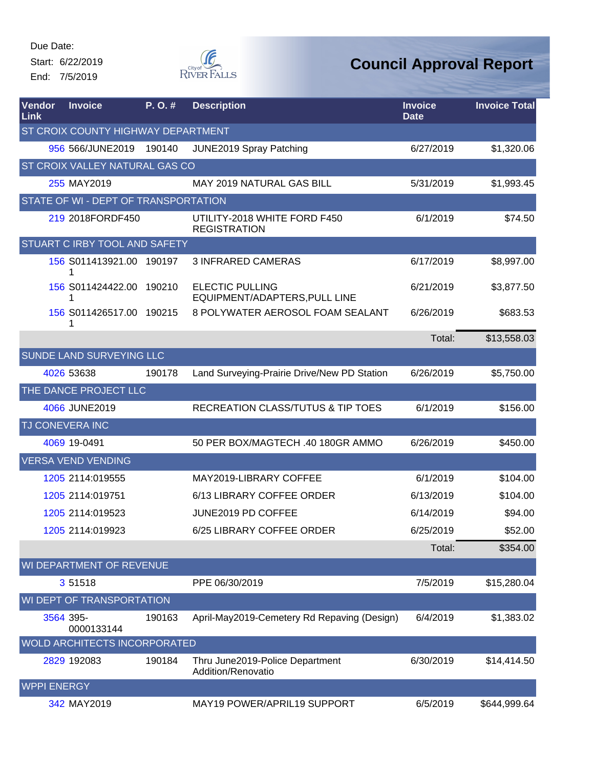Due Date:
Start: 6/22/2019
End: 7/5/2019

# Council Approval Report

| Vendor Link | Invoice | P. O. # | Description | Invoice Date | Invoice Total |
|---|---|---|---|---|---|
| ST CROIX COUNTY HIGHWAY DEPARTMENT | | | | | |
| 956 | 566/JUNE2019 | 190140 | JUNE2019 Spray Patching | 6/27/2019 | $1,320.06 |
| ST CROIX VALLEY NATURAL GAS CO | | | | | |
| 255 | MAY2019 | | MAY 2019 NATURAL GAS BILL | 5/31/2019 | $1,993.45 |
| STATE OF WI - DEPT OF TRANSPORTATION | | | | | |
| 219 | 2018FORDF450 | | UTILITY-2018 WHITE FORD F450 REGISTRATION | 6/1/2019 | $74.50 |
| STUART C IRBY TOOL AND SAFETY | | | | | |
| 156 | S011413921.001 | 190197 | 3 INFRARED CAMERAS | 6/17/2019 | $8,997.00 |
| 156 | S011424422.001 | 190210 | ELECTIC PULLING EQUIPMENT/ADAPTERS,PULL LINE | 6/21/2019 | $3,877.50 |
| 156 | S011426517.001 | 190215 | 8 POLYWATER AEROSOL FOAM SEALANT | 6/26/2019 | $683.53 |
| | | | | Total: | $13,558.03 |
| SUNDE LAND SURVEYING LLC | | | | | |
| 4026 | 53638 | 190178 | Land Surveying-Prairie Drive/New PD Station | 6/26/2019 | $5,750.00 |
| THE DANCE PROJECT LLC | | | | | |
| 4066 | JUNE2019 | | RECREATION CLASS/TUTUS & TIP TOES | 6/1/2019 | $156.00 |
| TJ CONEVERA INC | | | | | |
| 4069 | 19-0491 | | 50 PER BOX/MAGTECH .40 180GR AMMO | 6/26/2019 | $450.00 |
| VERSA VEND VENDING | | | | | |
| 1205 | 2114:019555 | | MAY2019-LIBRARY COFFEE | 6/1/2019 | $104.00 |
| 1205 | 2114:019751 | | 6/13 LIBRARY COFFEE ORDER | 6/13/2019 | $104.00 |
| 1205 | 2114:019523 | | JUNE2019 PD COFFEE | 6/14/2019 | $94.00 |
| 1205 | 2114:019923 | | 6/25 LIBRARY COFFEE ORDER | 6/25/2019 | $52.00 |
| | | | | Total: | $354.00 |
| WI DEPARTMENT OF REVENUE | | | | | |
| 3 | 51518 | | PPE 06/30/2019 | 7/5/2019 | $15,280.04 |
| WI DEPT OF TRANSPORTATION | | | | | |
| 3564 | 395-0000133144 | 190163 | April-May2019-Cemetery Rd Repaving (Design) | 6/4/2019 | $1,383.02 |
| WOLD ARCHITECTS INCORPORATED | | | | | |
| 2829 | 192083 | 190184 | Thru June2019-Police Department Addition/Renovatio | 6/30/2019 | $14,414.50 |
| WPPI ENERGY | | | | | |
| 342 | MAY2019 | | MAY19 POWER/APRIL19 SUPPORT | 6/5/2019 | $644,999.64 |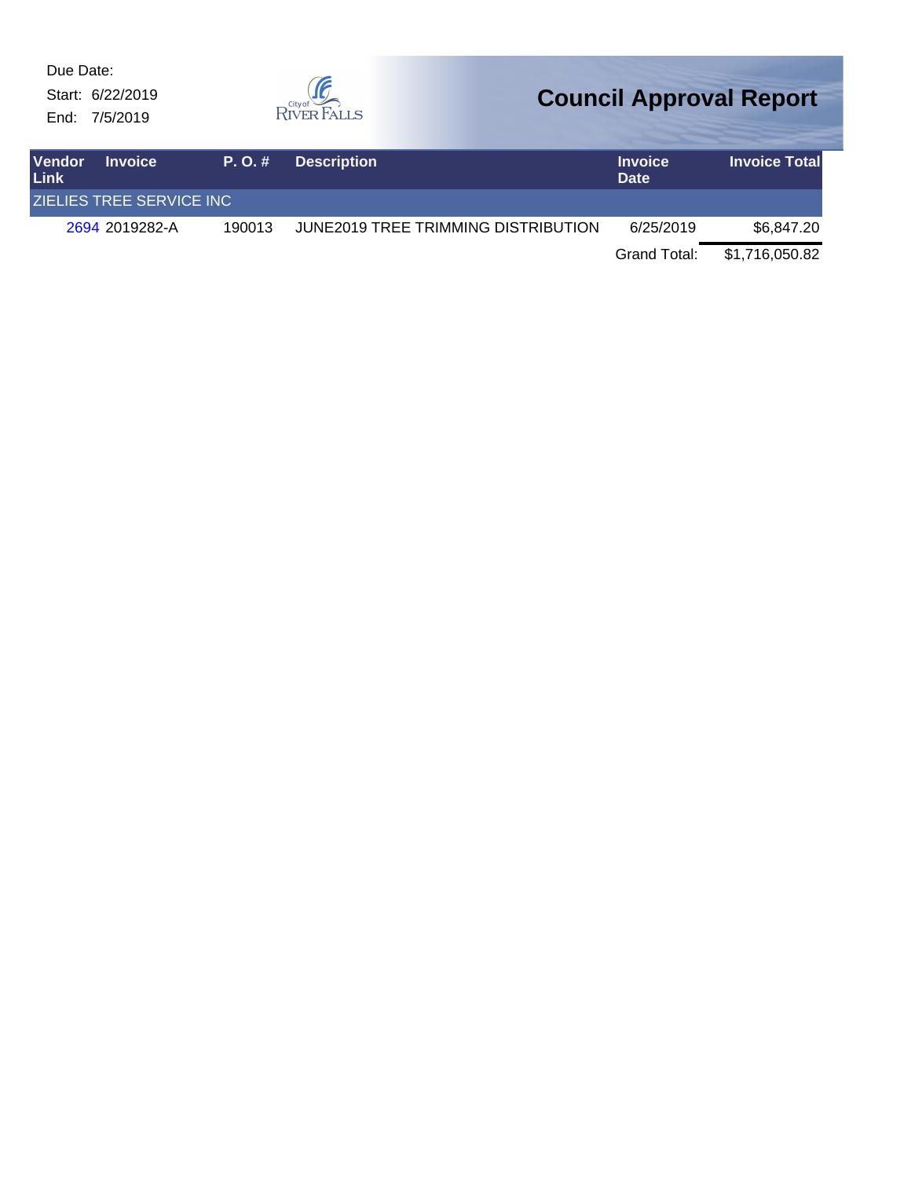Due Date:

Start: 6/22/2019

End: 7/5/2019

# Council Approval Report

| Vendor Link | Invoice | P. O. # | Description | Invoice Date | Invoice Total |
|---|---|---|---|---|---|
| ZIELIES TREE SERVICE INC | | | | | |
| 2694 | 2019282-A | 190013 | JUNE2019 TREE TRIMMING DISTRIBUTION | 6/25/2019 | $6,847.20 |
| | | | | Grand Total: | $1,716,050.82 |